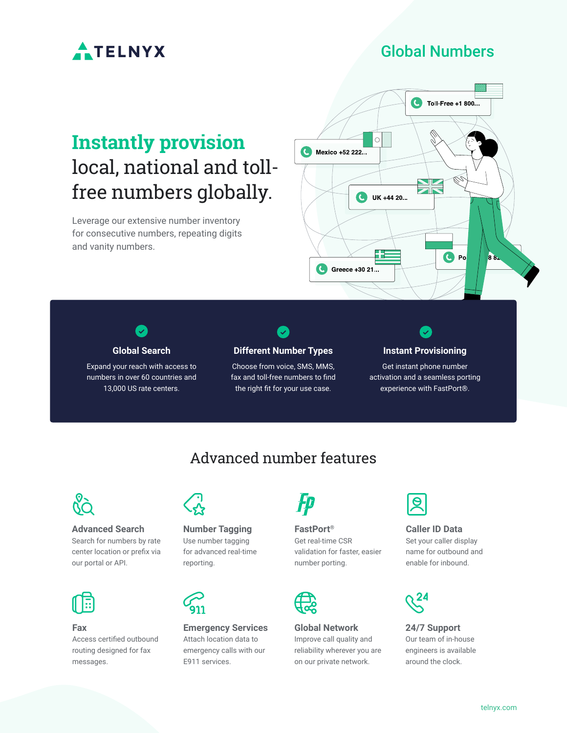TELNYX

# Global Numbers

## **Instantly provision** local, national and toll-free numbers globally.

Leverage our extensive number inventory for consecutive numbers, repeating digits and vanity numbers.

### Global Search

Expand your reach with access to numbers in over 60 countries and 13,000 US rate centers.

### Different Number Types

Choose from voice, SMS, MMS, fax and toll-free numbers to find the right fit for your use case.

### Instant Provisioning

Get instant phone number activation and a seamless porting experience with FastPort®.

## Advanced number features

### Advanced Search

Search for numbers by rate center location or prefix via our portal or API.

### Number Tagging

Use number tagging for advanced real-time reporting.

### FastPort®

Get real-time CSR validation for faster, easier number porting.

### Caller ID Data

Set your caller display name for outbound and enable for inbound.

### Fax

Access certified outbound routing designed for fax messages.

### Emergency Services

Attach location data to emergency calls with our E911 services.

### Global Network

Improve call quality and reliability wherever you are on our private network.

### 24/7 Support

Our team of in-house engineers is available around the clock.

telnyx.com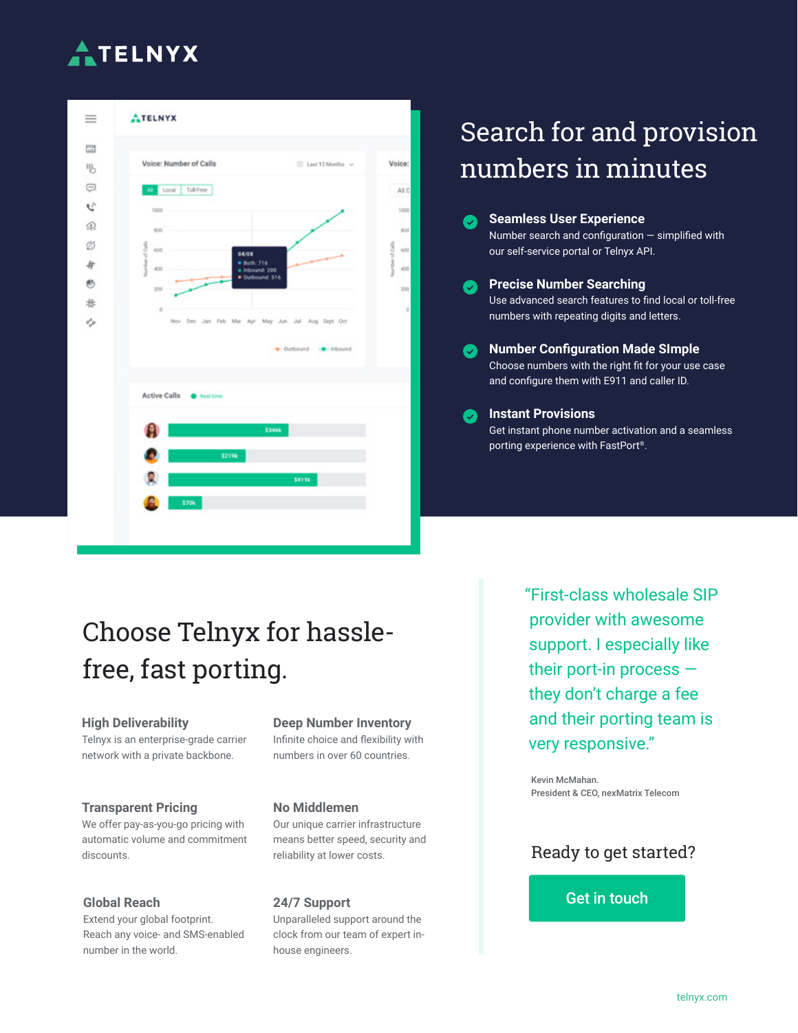# TELNYX

## Search for and provision numbers in minutes

**Seamless User Experience**
Number search and configuration — simplified with our self-service portal or Telnyx API.

**Precise Number Searching**
Use advanced search features to find local or toll-free numbers with repeating digits and letters.

**Number Configuration Made SImple**
Choose numbers with the right fit for your use case and configure them with E911 and caller ID.

**Instant Provisions**
Get instant phone number activation and a seamless porting experience with FastPort®.

## Choose Telnyx for hassle-free, fast porting.

**High Deliverability**
Telnyx is an enterprise-grade carrier network with a private backbone.

**Deep Number Inventory**
Infinite choice and flexibility with numbers in over 60 countries.

**Transparent Pricing**
We offer pay-as-you-go pricing with automatic volume and commitment discounts.

**No Middlemen**
Our unique carrier infrastructure means better speed, security and reliability at lower costs.

**Global Reach**
Extend your global footprint. Reach any voice- and SMS-enabled number in the world.

**24/7 Support**
Unparalleled support around the clock from our team of expert in-house engineers.

> "First-class wholesale SIP provider with awesome support. I especially like their port-in process — they don't charge a fee and their porting team is very responsive."

Kevin McMahan.
President & CEO, nexMatrix Telecom

Ready to get started?

Get in touch

telnyx.com